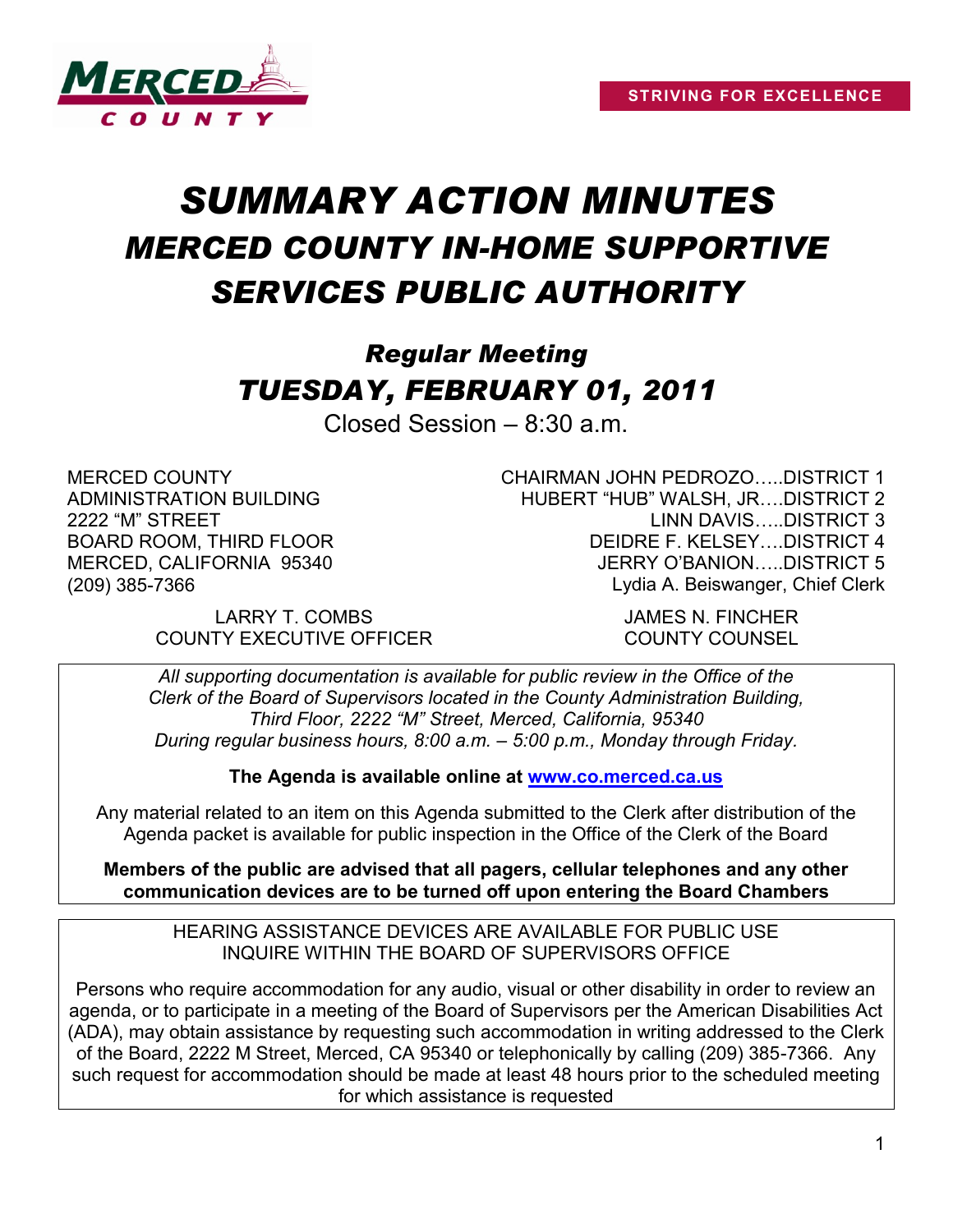STRIVING FOR EXCELLENCE

# *SUMMARY ACTION MINUTES*
# *MERCED COUNTY IN-HOME SUPPORTIVE SERVICES PUBLIC AUTHORITY*

## *Regular Meeting*
## *TUESDAY, FEBRUARY 01, 2011*

Closed Session – 8:30 a.m.

MERCED COUNTY
ADMINISTRATION BUILDING
2222 "M" STREET
BOARD ROOM, THIRD FLOOR
MERCED, CALIFORNIA 95340
(209) 385-7366

CHAIRMAN JOHN PEDROZO…..DISTRICT 1
HUBERT "HUB" WALSH, JR….DISTRICT 2
LINN DAVIS…..DISTRICT 3
DEIDRE F. KELSEY….DISTRICT 4
JERRY O'BANION…..DISTRICT 5
Lydia A. Beiswanger, Chief Clerk

LARRY T. COMBS
COUNTY EXECUTIVE OFFICER

JAMES N. FINCHER
COUNTY COUNSEL

*All supporting documentation is available for public review in the Office of the Clerk of the Board of Supervisors located in the County Administration Building, Third Floor, 2222 "M" Street, Merced, California, 95340 During regular business hours, 8:00 a.m. – 5:00 p.m., Monday through Friday.*

**The Agenda is available online at [www.co.merced.ca.us](http://www.co.merced.ca.us)**

Any material related to an item on this Agenda submitted to the Clerk after distribution of the Agenda packet is available for public inspection in the Office of the Clerk of the Board

**Members of the public are advised that all pagers, cellular telephones and any other communication devices are to be turned off upon entering the Board Chambers**

HEARING ASSISTANCE DEVICES ARE AVAILABLE FOR PUBLIC USE
INQUIRE WITHIN THE BOARD OF SUPERVISORS OFFICE

Persons who require accommodation for any audio, visual or other disability in order to review an agenda, or to participate in a meeting of the Board of Supervisors per the American Disabilities Act (ADA), may obtain assistance by requesting such accommodation in writing addressed to the Clerk of the Board, 2222 M Street, Merced, CA 95340 or telephonically by calling (209) 385-7366. Any such request for accommodation should be made at least 48 hours prior to the scheduled meeting for which assistance is requested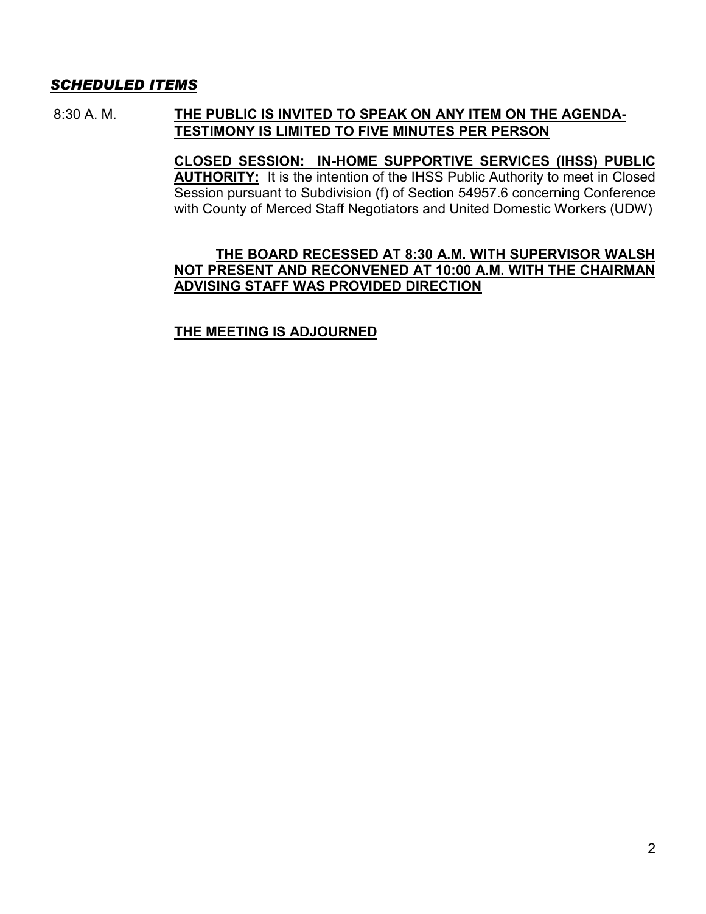## *SCHEDULED ITEMS*

8:30 A. M. **THE PUBLIC IS INVITED TO SPEAK ON ANY ITEM ON THE AGENDA-TESTIMONY IS LIMITED TO FIVE MINUTES PER PERSON**

**CLOSED SESSION: IN-HOME SUPPORTIVE SERVICES (IHSS) PUBLIC AUTHORITY:** It is the intention of the IHSS Public Authority to meet in Closed Session pursuant to Subdivision (f) of Section 54957.6 concerning Conference with County of Merced Staff Negotiators and United Domestic Workers (UDW)

**THE BOARD RECESSED AT 8:30 A.M. WITH SUPERVISOR WALSH NOT PRESENT AND RECONVENED AT 10:00 A.M. WITH THE CHAIRMAN ADVISING STAFF WAS PROVIDED DIRECTION**

**THE MEETING IS ADJOURNED**